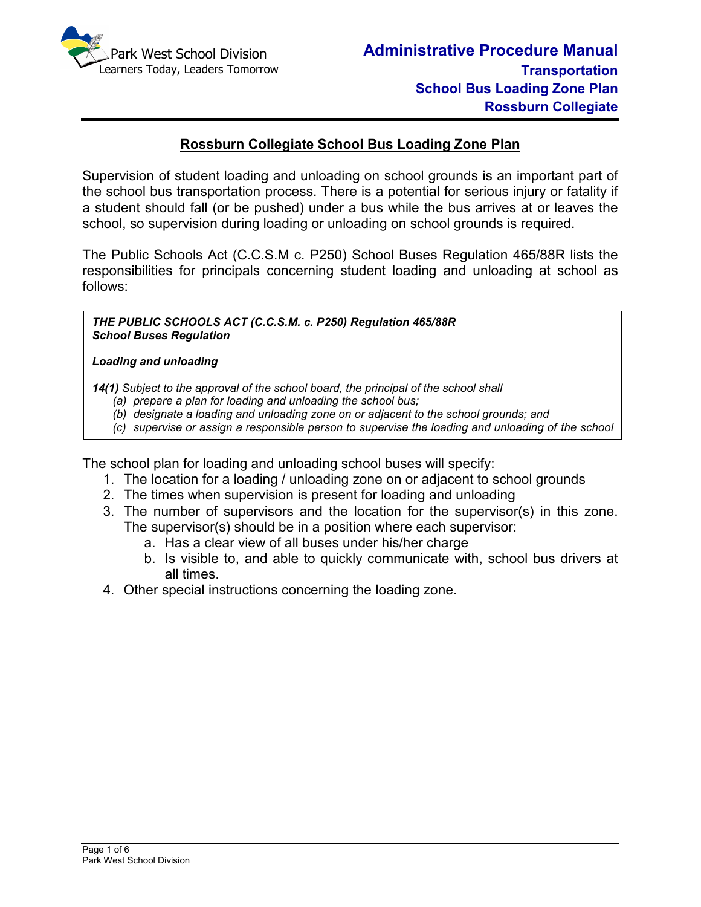# Rossburn Collegiate School Bus Loading Zone Plan

Supervision of student loading and unloading on school grounds is an important part of the school bus transportation process. There is a potential for serious injury or fatality if a student should fall (or be pushed) under a bus while the bus arrives at or leaves the school, so supervision during loading or unloading on school grounds is required.

The Public Schools Act (C.C.S.M c. P250) School Buses Regulation 465/88R lists the responsibilities for principals concerning student loading and unloading at school as follows:

> ***THE PUBLIC SCHOOLS ACT (C.C.S.M. c. P250) Regulation 465/88R***
> ***School Buses Regulation***
>
> ***Loading and unloading***
>
> ***14(1)*** *Subject to the approval of the school board, the principal of the school shall*
> *(a) prepare a plan for loading and unloading the school bus;*
> *(b) designate a loading and unloading zone on or adjacent to the school grounds; and*
> *(c) supervise or assign a responsible person to supervise the loading and unloading of the school*

The school plan for loading and unloading school buses will specify:

1. The location for a loading / unloading zone on or adjacent to school grounds
2. The times when supervision is present for loading and unloading
3. The number of supervisors and the location for the supervisor(s) in this zone. The supervisor(s) should be in a position where each supervisor:
   a. Has a clear view of all buses under his/her charge
   b. Is visible to, and able to quickly communicate with, school bus drivers at all times.
4. Other special instructions concerning the loading zone.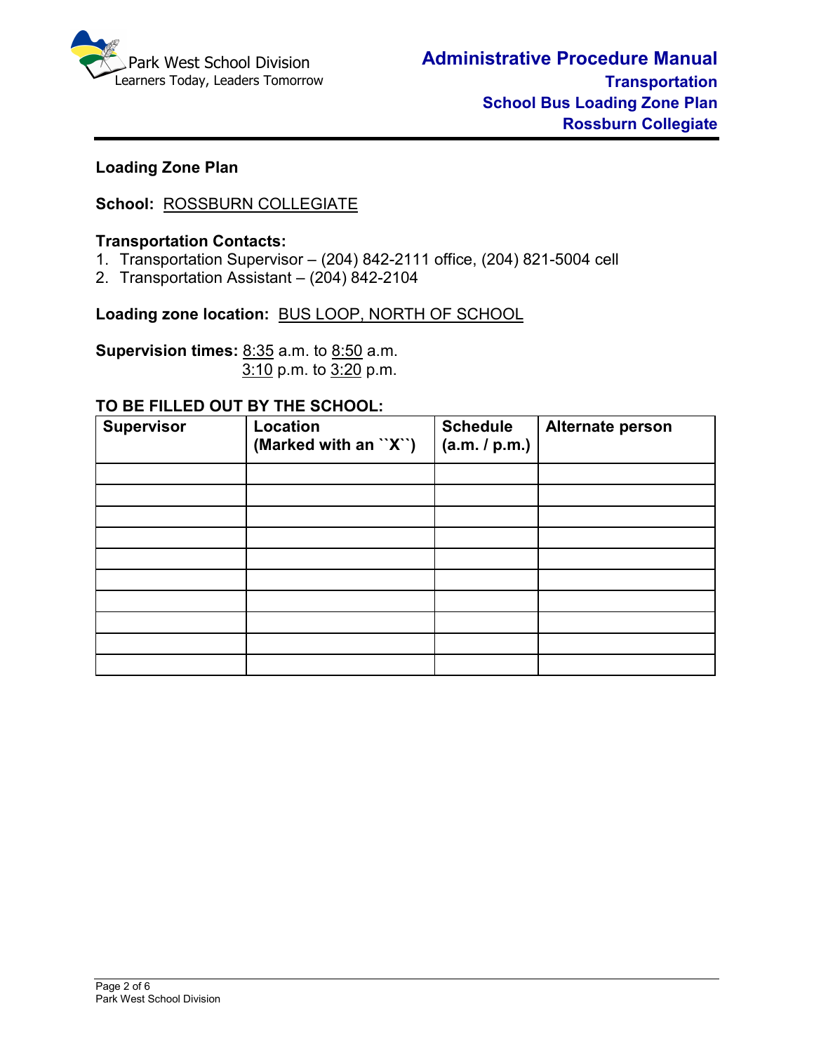**Loading Zone Plan**

**School:** ROSSBURN COLLEGIATE

**Transportation Contacts:**

1. Transportation Supervisor – (204) 842-2111 office, (204) 821-5004 cell
2. Transportation Assistant – (204) 842-2104

**Loading zone location:** BUS LOOP, NORTH OF SCHOOL

**Supervision times:** 8:35 a.m. to 8:50 a.m.
3:10 p.m. to 3:20 p.m.

**TO BE FILLED OUT BY THE SCHOOL:**

| Supervisor | Location (Marked with an ``X``) | Schedule (a.m. / p.m.) | Alternate person |
|---|---|---|---|
| | | | |
| | | | |
| | | | |
| | | | |
| | | | |
| | | | |
| | | | |
| | | | |
| | | | |
| | | | |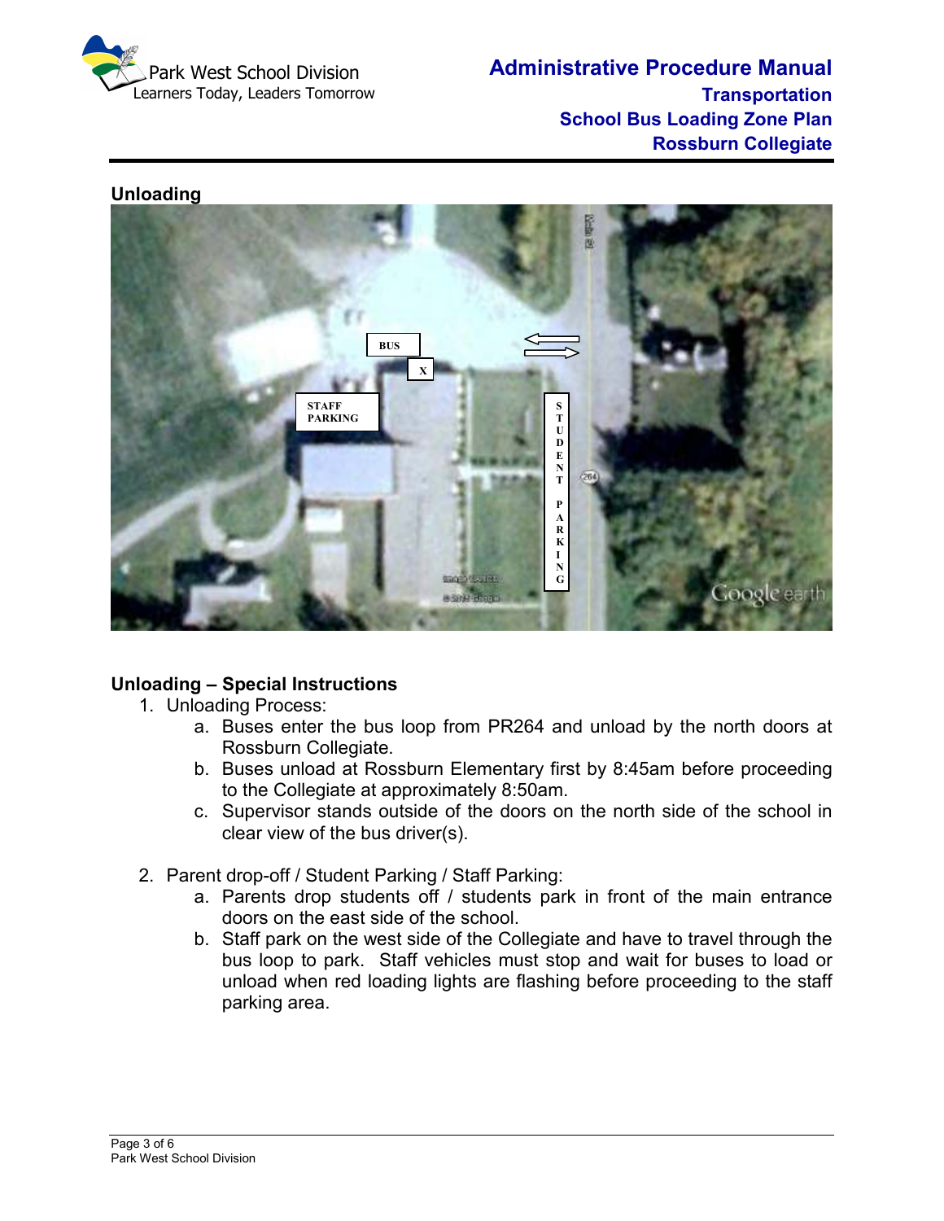## Unloading

## Unloading – Special Instructions

1. Unloading Process:
   a. Buses enter the bus loop from PR264 and unload by the north doors at Rossburn Collegiate.
   b. Buses unload at Rossburn Elementary first by 8:45am before proceeding to the Collegiate at approximately 8:50am.
   c. Supervisor stands outside of the doors on the north side of the school in clear view of the bus driver(s).

2. Parent drop-off / Student Parking / Staff Parking:
   a. Parents drop students off / students park in front of the main entrance doors on the east side of the school.
   b. Staff park on the west side of the Collegiate and have to travel through the bus loop to park. Staff vehicles must stop and wait for buses to load or unload when red loading lights are flashing before proceeding to the staff parking area.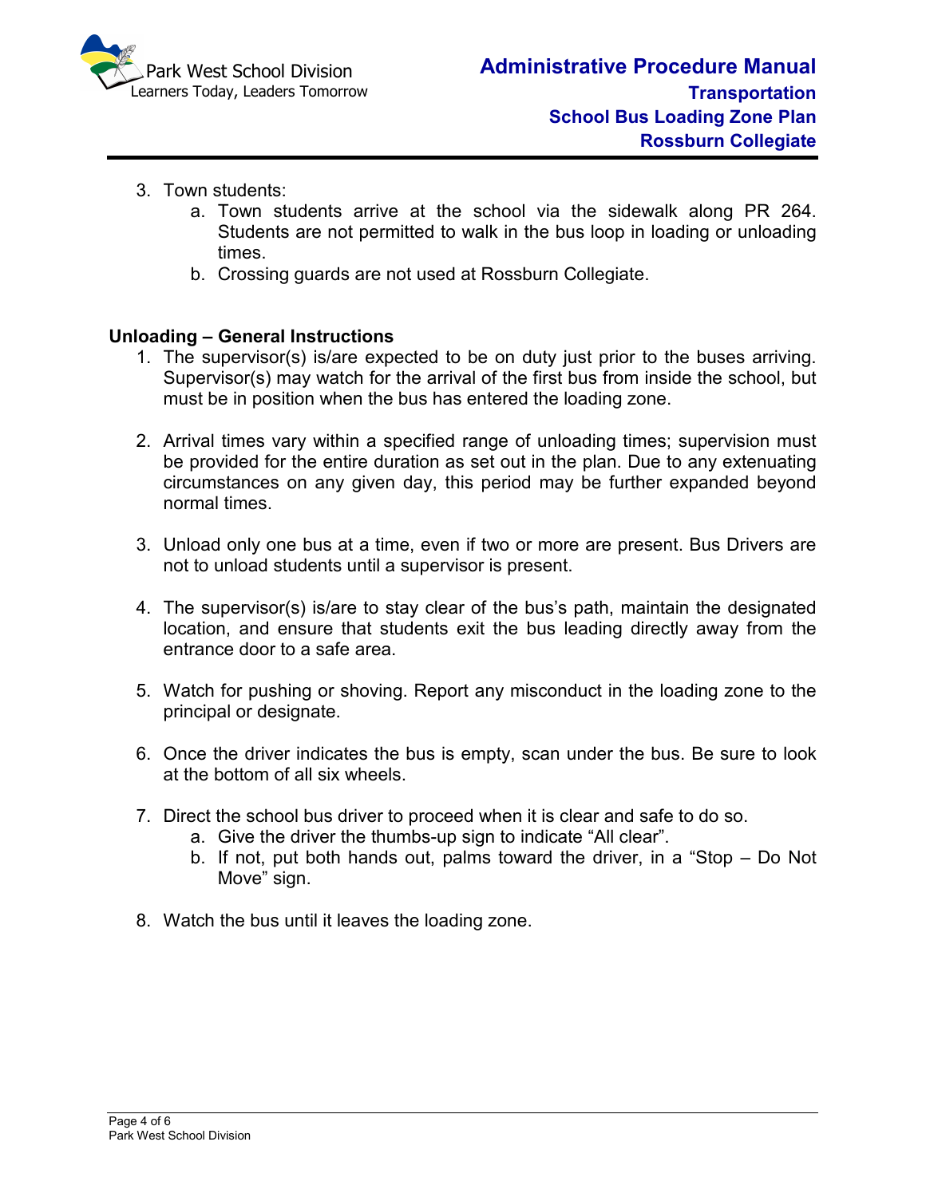3. Town students:
    a. Town students arrive at the school via the sidewalk along PR 264. Students are not permitted to walk in the bus loop in loading or unloading times.
    b. Crossing guards are not used at Rossburn Collegiate.

**Unloading – General Instructions**

1. The supervisor(s) is/are expected to be on duty just prior to the buses arriving. Supervisor(s) may watch for the arrival of the first bus from inside the school, but must be in position when the bus has entered the loading zone.

2. Arrival times vary within a specified range of unloading times; supervision must be provided for the entire duration as set out in the plan. Due to any extenuating circumstances on any given day, this period may be further expanded beyond normal times.

3. Unload only one bus at a time, even if two or more are present. Bus Drivers are not to unload students until a supervisor is present.

4. The supervisor(s) is/are to stay clear of the bus's path, maintain the designated location, and ensure that students exit the bus leading directly away from the entrance door to a safe area.

5. Watch for pushing or shoving. Report any misconduct in the loading zone to the principal or designate.

6. Once the driver indicates the bus is empty, scan under the bus. Be sure to look at the bottom of all six wheels.

7. Direct the school bus driver to proceed when it is clear and safe to do so.
    a. Give the driver the thumbs-up sign to indicate "All clear".
    b. If not, put both hands out, palms toward the driver, in a "Stop – Do Not Move" sign.

8. Watch the bus until it leaves the loading zone.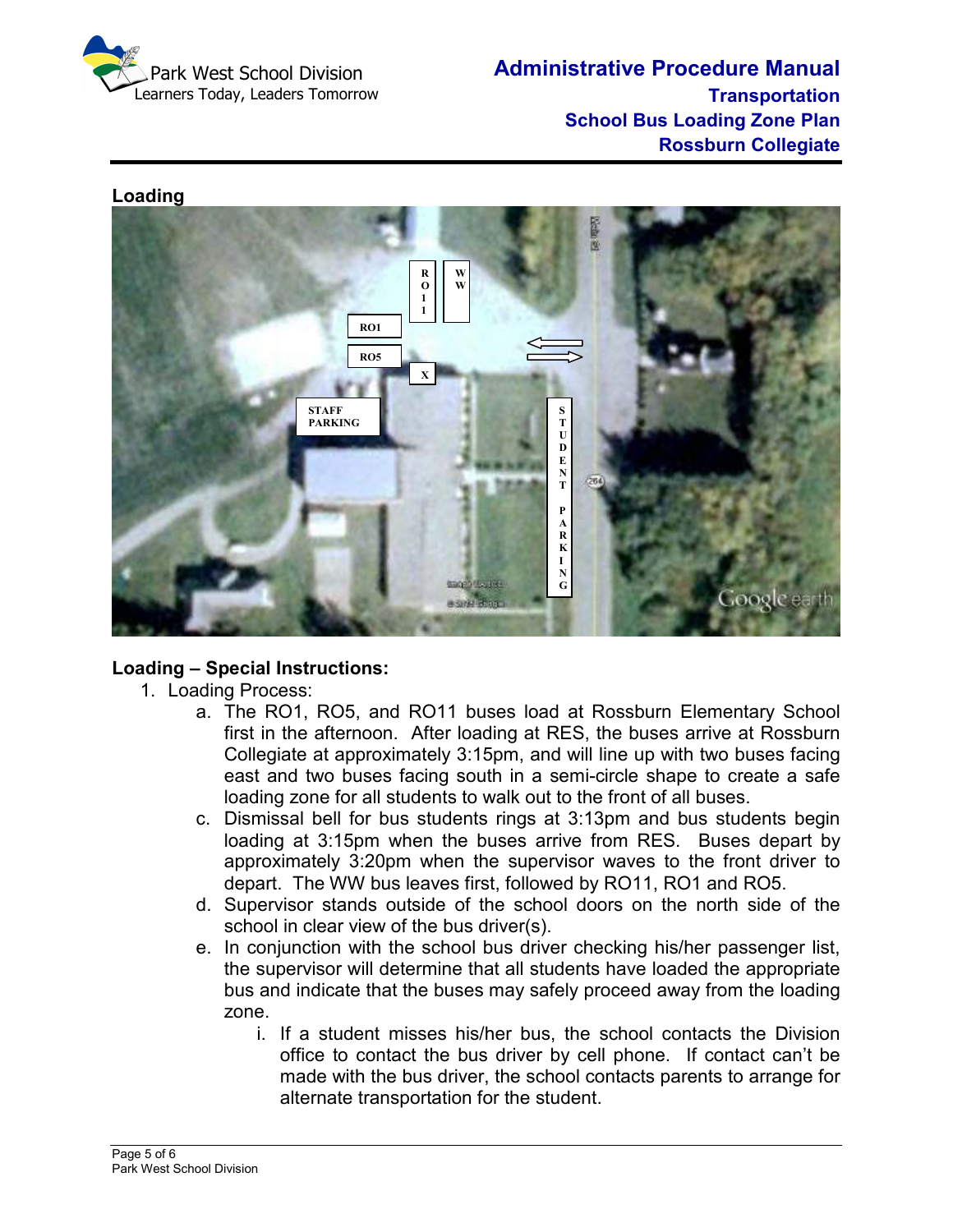Loading

Loading – Special Instructions:

1. Loading Process:
   a. The RO1, RO5, and RO11 buses load at Rossburn Elementary School first in the afternoon. After loading at RES, the buses arrive at Rossburn Collegiate at approximately 3:15pm, and will line up with two buses facing east and two buses facing south in a semi-circle shape to create a safe loading zone for all students to walk out to the front of all buses.
   c. Dismissal bell for bus students rings at 3:13pm and bus students begin loading at 3:15pm when the buses arrive from RES. Buses depart by approximately 3:20pm when the supervisor waves to the front driver to depart. The WW bus leaves first, followed by RO11, RO1 and RO5.
   d. Supervisor stands outside of the school doors on the north side of the school in clear view of the bus driver(s).
   e. In conjunction with the school bus driver checking his/her passenger list, the supervisor will determine that all students have loaded the appropriate bus and indicate that the buses may safely proceed away from the loading zone.
      i. If a student misses his/her bus, the school contacts the Division office to contact the bus driver by cell phone. If contact can't be made with the bus driver, the school contacts parents to arrange for alternate transportation for the student.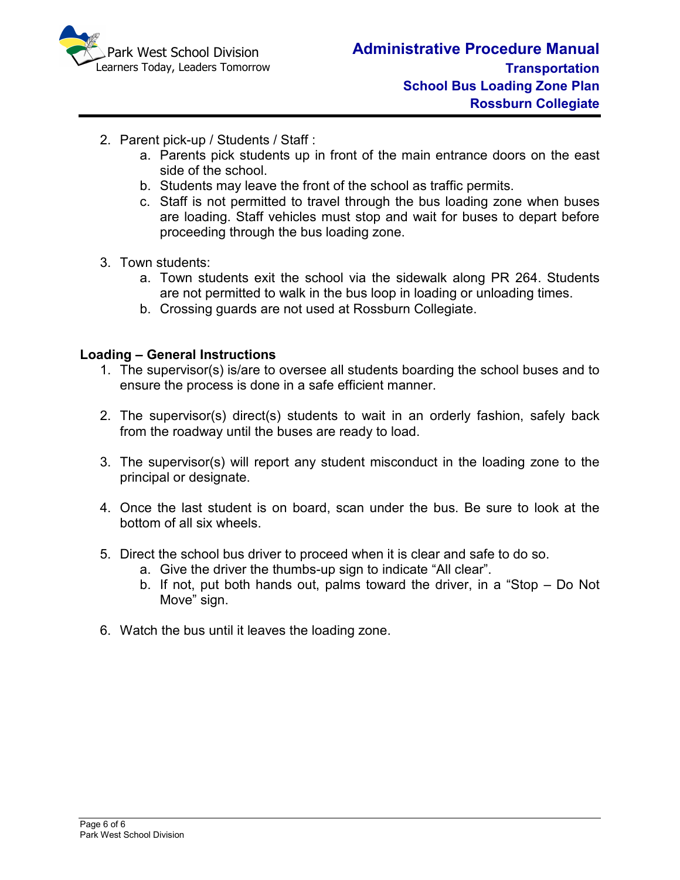2. Parent pick-up / Students / Staff :
    a. Parents pick students up in front of the main entrance doors on the east side of the school.
    b. Students may leave the front of the school as traffic permits.
    c. Staff is not permitted to travel through the bus loading zone when buses are loading. Staff vehicles must stop and wait for buses to depart before proceeding through the bus loading zone.

3. Town students:
    a. Town students exit the school via the sidewalk along PR 264. Students are not permitted to walk in the bus loop in loading or unloading times.
    b. Crossing guards are not used at Rossburn Collegiate.

**Loading – General Instructions**

1. The supervisor(s) is/are to oversee all students boarding the school buses and to ensure the process is done in a safe efficient manner.

2. The supervisor(s) direct(s) students to wait in an orderly fashion, safely back from the roadway until the buses are ready to load.

3. The supervisor(s) will report any student misconduct in the loading zone to the principal or designate.

4. Once the last student is on board, scan under the bus. Be sure to look at the bottom of all six wheels.

5. Direct the school bus driver to proceed when it is clear and safe to do so.
    a. Give the driver the thumbs-up sign to indicate “All clear”.
    b. If not, put both hands out, palms toward the driver, in a “Stop – Do Not Move” sign.

6. Watch the bus until it leaves the loading zone.